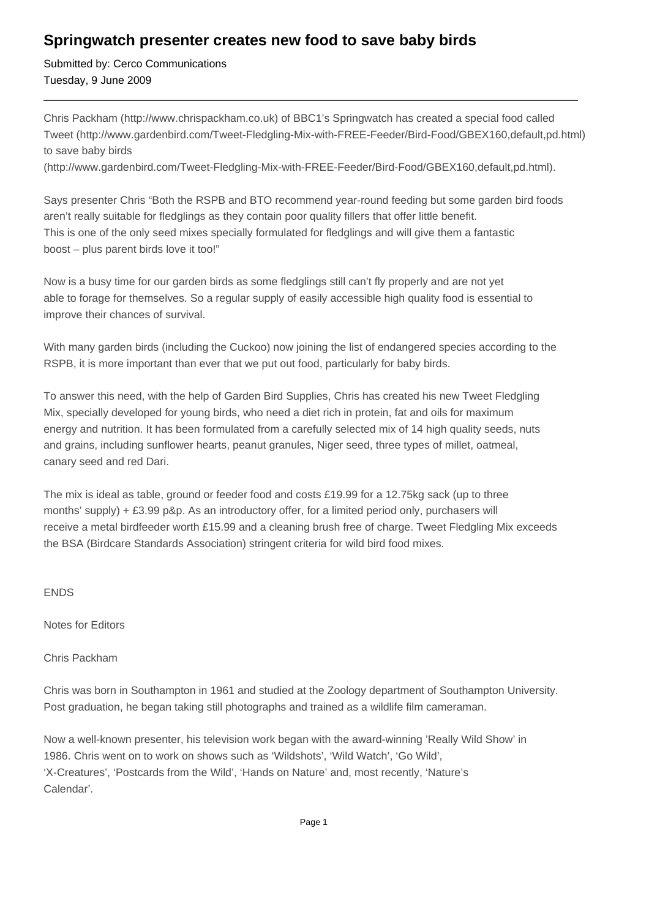# Springwatch presenter creates new food to save baby birds

Submitted by: Cerco Communications
Tuesday, 9 June 2009

---

Chris Packham (http://www.chrispackham.co.uk) of BBC1's Springwatch has created a special food called Tweet (http://www.gardenbird.com/Tweet-Fledgling-Mix-with-FREE-Feeder/Bird-Food/GBEX160,default,pd.html) to save baby birds (http://www.gardenbird.com/Tweet-Fledgling-Mix-with-FREE-Feeder/Bird-Food/GBEX160,default,pd.html).

Says presenter Chris "Both the RSPB and BTO recommend year-round feeding but some garden bird foods aren't really suitable for fledglings as they contain poor quality fillers that offer little benefit. This is one of the only seed mixes specially formulated for fledglings and will give them a fantastic boost – plus parent birds love it too!"

Now is a busy time for our garden birds as some fledglings still can't fly properly and are not yet able to forage for themselves. So a regular supply of easily accessible high quality food is essential to improve their chances of survival.

With many garden birds (including the Cuckoo) now joining the list of endangered species according to the RSPB, it is more important than ever that we put out food, particularly for baby birds.

To answer this need, with the help of Garden Bird Supplies, Chris has created his new Tweet Fledgling Mix, specially developed for young birds, who need a diet rich in protein, fat and oils for maximum energy and nutrition. It has been formulated from a carefully selected mix of 14 high quality seeds, nuts and grains, including sunflower hearts, peanut granules, Niger seed, three types of millet, oatmeal, canary seed and red Dari.

The mix is ideal as table, ground or feeder food and costs £19.99 for a 12.75kg sack (up to three months' supply) + £3.99 p&p. As an introductory offer, for a limited period only, purchasers will receive a metal birdfeeder worth £15.99 and a cleaning brush free of charge. Tweet Fledgling Mix exceeds the BSA (Birdcare Standards Association) stringent criteria for wild bird food mixes.

ENDS

Notes for Editors

Chris Packham

Chris was born in Southampton in 1961 and studied at the Zoology department of Southampton University. Post graduation, he began taking still photographs and trained as a wildlife film cameraman.

Now a well-known presenter, his television work began with the award-winning 'Really Wild Show' in 1986. Chris went on to work on shows such as 'Wildshots', 'Wild Watch', 'Go Wild', 'X-Creatures', 'Postcards from the Wild', 'Hands on Nature' and, most recently, 'Nature's Calendar'.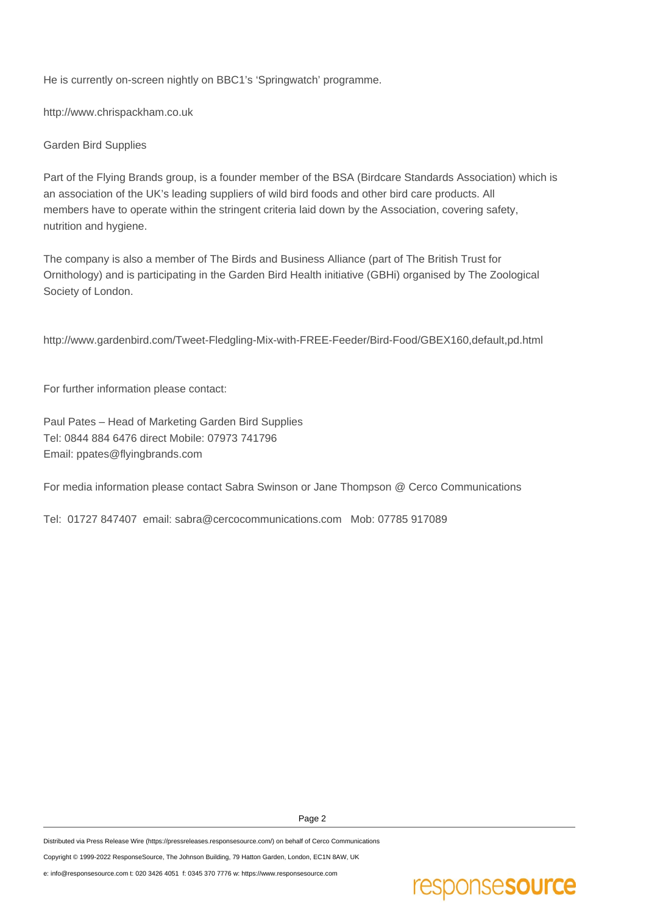He is currently on-screen nightly on BBC1's 'Springwatch' programme.

http://www.chrispackham.co.uk

Garden Bird Supplies

Part of the Flying Brands group, is a founder member of the BSA (Birdcare Standards Association) which is an association of the UK's leading suppliers of wild bird foods and other bird care products. All members have to operate within the stringent criteria laid down by the Association, covering safety, nutrition and hygiene.

The company is also a member of The Birds and Business Alliance (part of The British Trust for Ornithology) and is participating in the Garden Bird Health initiative (GBHi) organised by The Zoological Society of London.

http://www.gardenbird.com/Tweet-Fledgling-Mix-with-FREE-Feeder/Bird-Food/GBEX160,default,pd.html

For further information please contact:

Paul Pates – Head of Marketing Garden Bird Supplies
Tel: 0844 884 6476 direct Mobile: 07973 741796
Email: ppates@flyingbrands.com

For media information please contact Sabra Swinson or Jane Thompson @ Cerco Communications

Tel: 01727 847407 email: sabra@cercocommunications.com Mob: 07785 917089

Distributed via Press Release Wire (https://pressreleases.responsesource.com/) on behalf of Cerco Communications

Copyright © 1999-2022 ResponseSource, The Johnson Building, 79 Hatton Garden, London, EC1N 8AW, UK

e: info@responsesource.com t: 020 3426 4051 f: 0345 370 7776 w: https://www.responsesource.com